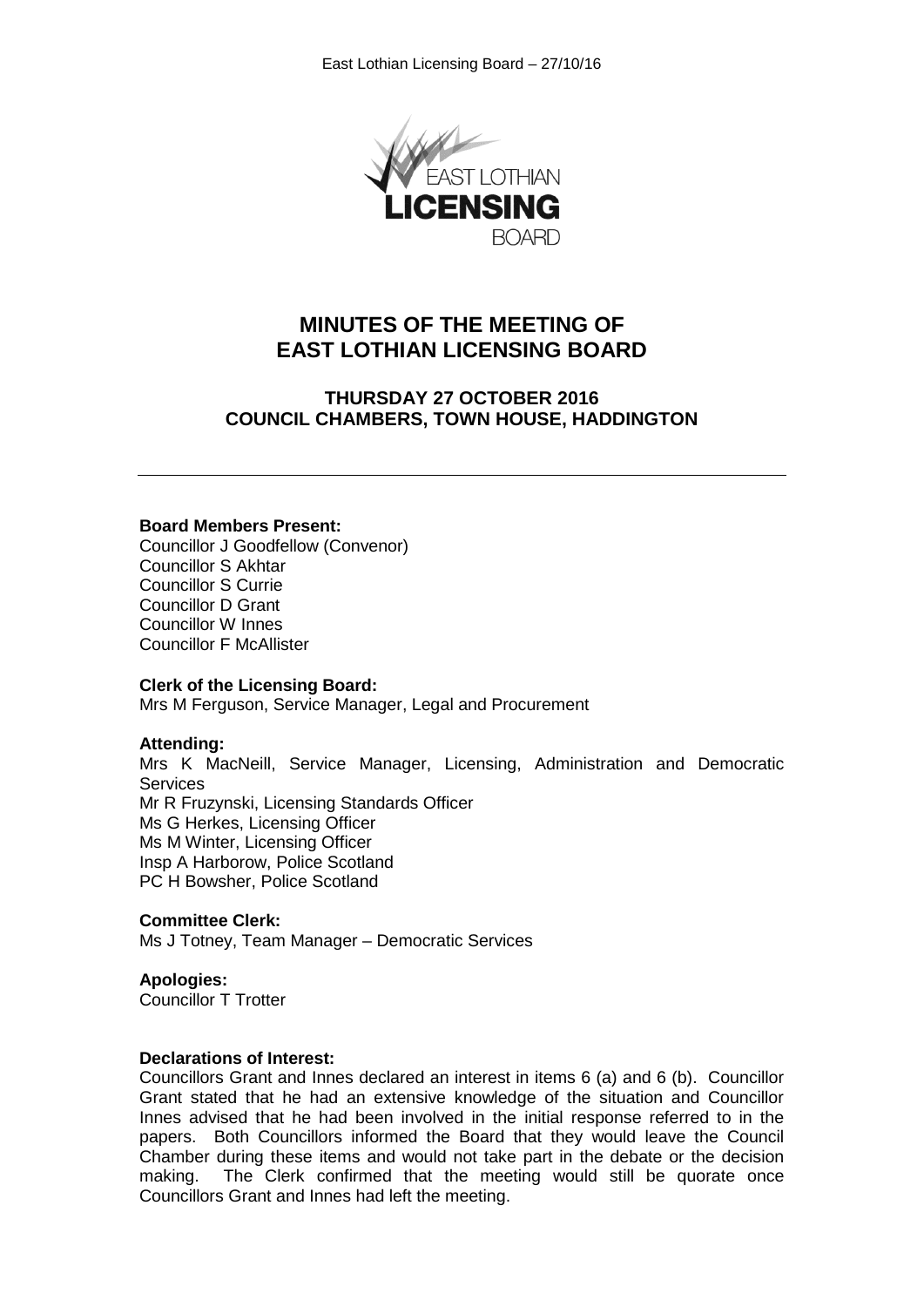# MINUTES OF THE MEETING OF EAST LOTHIAN LICENSING BOARD

## THURSDAY 27 OCTOBER 2016
## COUNCIL CHAMBERS, TOWN HOUSE, HADDINGTON

---

**Board Members Present:**
Councillor J Goodfellow (Convenor)
Councillor S Akhtar
Councillor S Currie
Councillor D Grant
Councillor W Innes
Councillor F McAllister

**Clerk of the Licensing Board:**
Mrs M Ferguson, Service Manager, Legal and Procurement

**Attending:**
Mrs K MacNeill, Service Manager, Licensing, Administration and Democratic Services
Mr R Fruzynski, Licensing Standards Officer
Ms G Herkes, Licensing Officer
Ms M Winter, Licensing Officer
Insp A Harborow, Police Scotland
PC H Bowsher, Police Scotland

**Committee Clerk:**
Ms J Totney, Team Manager – Democratic Services

**Apologies:**
Councillor T Trotter

**Declarations of Interest:**
Councillors Grant and Innes declared an interest in items 6 (a) and 6 (b). Councillor Grant stated that he had an extensive knowledge of the situation and Councillor Innes advised that he had been involved in the initial response referred to in the papers. Both Councillors informed the Board that they would leave the Council Chamber during these items and would not take part in the debate or the decision making. The Clerk confirmed that the meeting would still be quorate once Councillors Grant and Innes had left the meeting.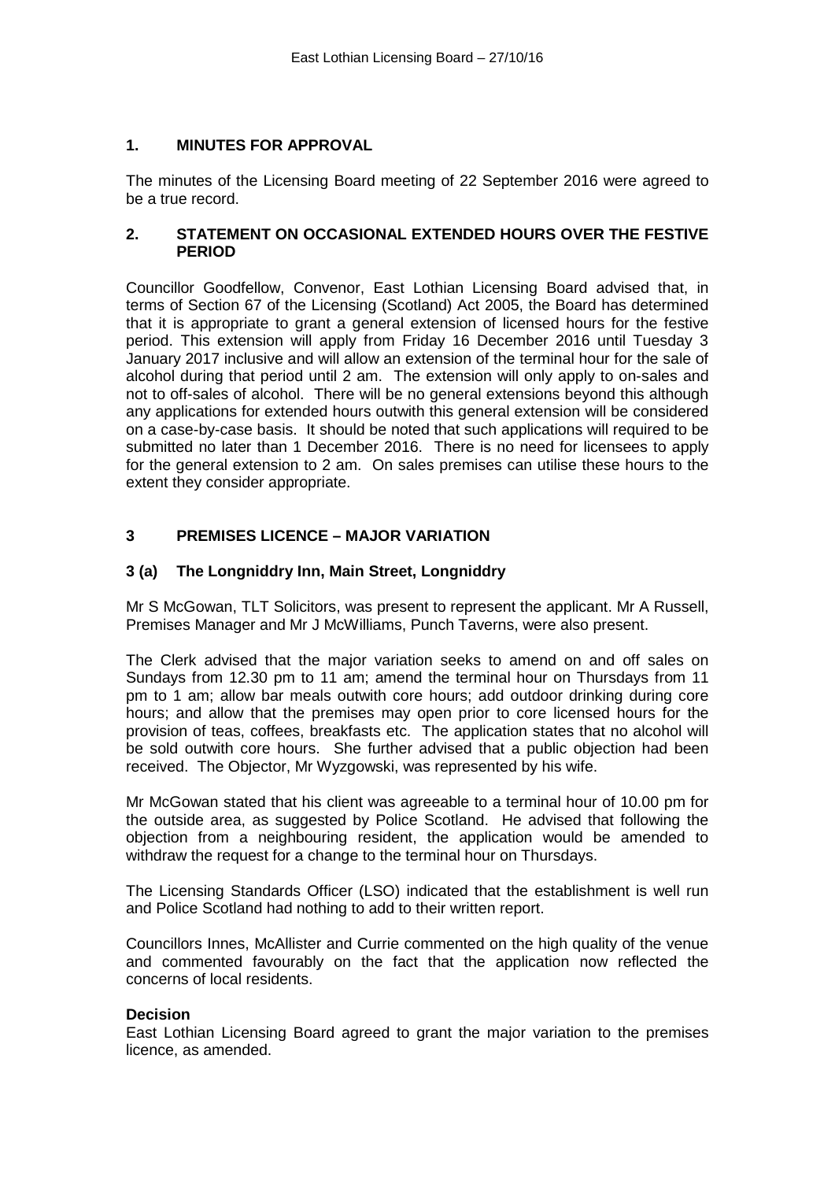## 1. MINUTES FOR APPROVAL

The minutes of the Licensing Board meeting of 22 September 2016 were agreed to be a true record.

## 2. STATEMENT ON OCCASIONAL EXTENDED HOURS OVER THE FESTIVE PERIOD

Councillor Goodfellow, Convenor, East Lothian Licensing Board advised that, in terms of Section 67 of the Licensing (Scotland) Act 2005, the Board has determined that it is appropriate to grant a general extension of licensed hours for the festive period. This extension will apply from Friday 16 December 2016 until Tuesday 3 January 2017 inclusive and will allow an extension of the terminal hour for the sale of alcohol during that period until 2 am. The extension will only apply to on-sales and not to off-sales of alcohol. There will be no general extensions beyond this although any applications for extended hours outwith this general extension will be considered on a case-by-case basis. It should be noted that such applications will required to be submitted no later than 1 December 2016. There is no need for licensees to apply for the general extension to 2 am. On sales premises can utilise these hours to the extent they consider appropriate.

## 3 PREMISES LICENCE – MAJOR VARIATION

### 3 (a) The Longniddry Inn, Main Street, Longniddry

Mr S McGowan, TLT Solicitors, was present to represent the applicant. Mr A Russell, Premises Manager and Mr J McWilliams, Punch Taverns, were also present.

The Clerk advised that the major variation seeks to amend on and off sales on Sundays from 12.30 pm to 11 am; amend the terminal hour on Thursdays from 11 pm to 1 am; allow bar meals outwith core hours; add outdoor drinking during core hours; and allow that the premises may open prior to core licensed hours for the provision of teas, coffees, breakfasts etc. The application states that no alcohol will be sold outwith core hours. She further advised that a public objection had been received. The Objector, Mr Wyzgowski, was represented by his wife.

Mr McGowan stated that his client was agreeable to a terminal hour of 10.00 pm for the outside area, as suggested by Police Scotland. He advised that following the objection from a neighbouring resident, the application would be amended to withdraw the request for a change to the terminal hour on Thursdays.

The Licensing Standards Officer (LSO) indicated that the establishment is well run and Police Scotland had nothing to add to their written report.

Councillors Innes, McAllister and Currie commented on the high quality of the venue and commented favourably on the fact that the application now reflected the concerns of local residents.

**Decision**

East Lothian Licensing Board agreed to grant the major variation to the premises licence, as amended.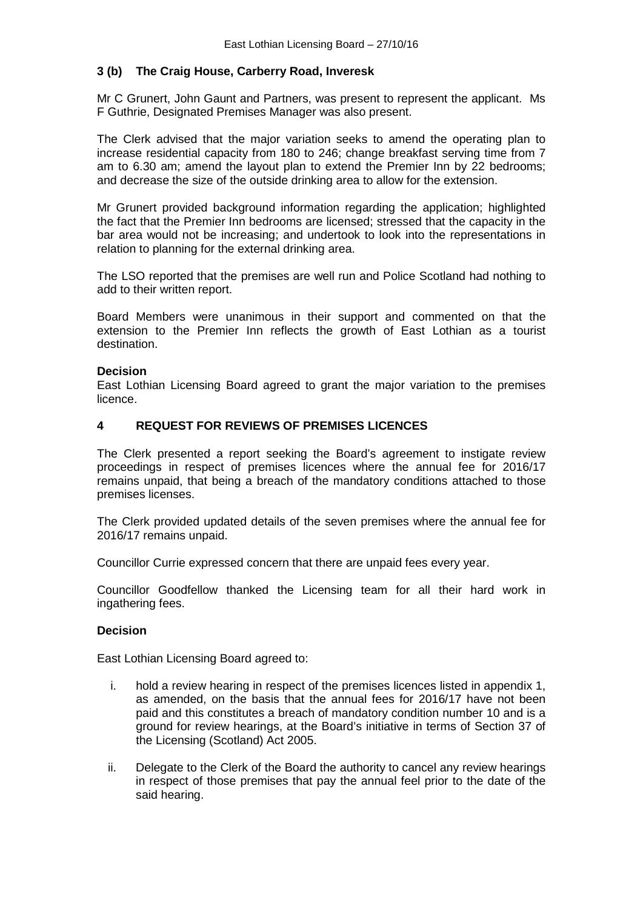### 3 (b) The Craig House, Carberry Road, Inveresk

Mr C Grunert, John Gaunt and Partners, was present to represent the applicant. Ms F Guthrie, Designated Premises Manager was also present.

The Clerk advised that the major variation seeks to amend the operating plan to increase residential capacity from 180 to 246; change breakfast serving time from 7 am to 6.30 am; amend the layout plan to extend the Premier Inn by 22 bedrooms; and decrease the size of the outside drinking area to allow for the extension.

Mr Grunert provided background information regarding the application; highlighted the fact that the Premier Inn bedrooms are licensed; stressed that the capacity in the bar area would not be increasing; and undertook to look into the representations in relation to planning for the external drinking area.

The LSO reported that the premises are well run and Police Scotland had nothing to add to their written report.

Board Members were unanimous in their support and commented on that the extension to the Premier Inn reflects the growth of East Lothian as a tourist destination.

**Decision**

East Lothian Licensing Board agreed to grant the major variation to the premises licence.

## 4 REQUEST FOR REVIEWS OF PREMISES LICENCES

The Clerk presented a report seeking the Board's agreement to instigate review proceedings in respect of premises licences where the annual fee for 2016/17 remains unpaid, that being a breach of the mandatory conditions attached to those premises licenses.

The Clerk provided updated details of the seven premises where the annual fee for 2016/17 remains unpaid.

Councillor Currie expressed concern that there are unpaid fees every year.

Councillor Goodfellow thanked the Licensing team for all their hard work in ingathering fees.

**Decision**

East Lothian Licensing Board agreed to:

i. hold a review hearing in respect of the premises licences listed in appendix 1, as amended, on the basis that the annual fees for 2016/17 have not been paid and this constitutes a breach of mandatory condition number 10 and is a ground for review hearings, at the Board's initiative in terms of Section 37 of the Licensing (Scotland) Act 2005.

ii. Delegate to the Clerk of the Board the authority to cancel any review hearings in respect of those premises that pay the annual feel prior to the date of the said hearing.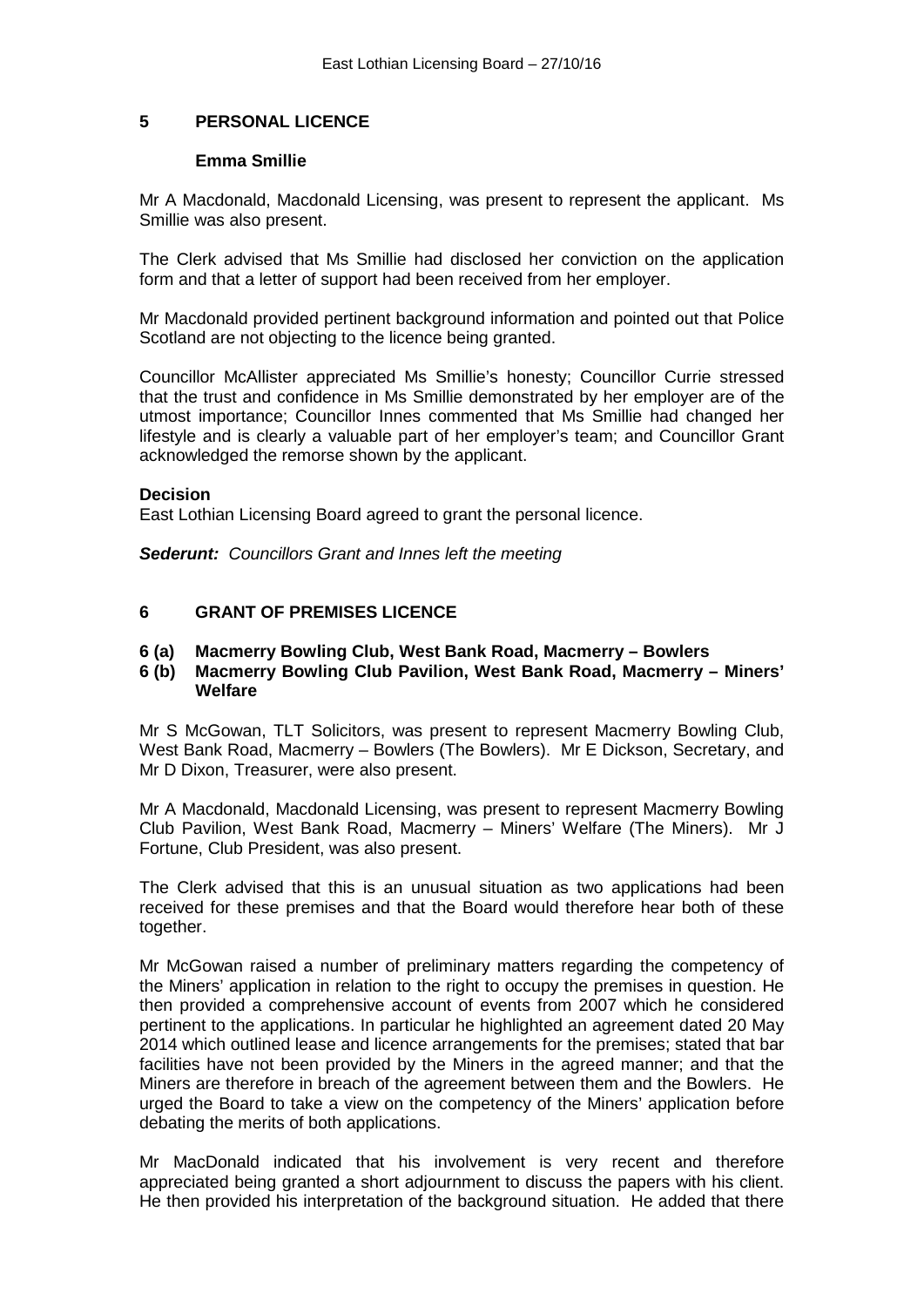## 5 PERSONAL LICENCE

### Emma Smillie

Mr A Macdonald, Macdonald Licensing, was present to represent the applicant. Ms Smillie was also present.

The Clerk advised that Ms Smillie had disclosed her conviction on the application form and that a letter of support had been received from her employer.

Mr Macdonald provided pertinent background information and pointed out that Police Scotland are not objecting to the licence being granted.

Councillor McAllister appreciated Ms Smillie's honesty; Councillor Currie stressed that the trust and confidence in Ms Smillie demonstrated by her employer are of the utmost importance; Councillor Innes commented that Ms Smillie had changed her lifestyle and is clearly a valuable part of her employer's team; and Councillor Grant acknowledged the remorse shown by the applicant.

**Decision**
East Lothian Licensing Board agreed to grant the personal licence.

***Sederunt:*** *Councillors Grant and Innes left the meeting*

## 6 GRANT OF PREMISES LICENCE

### 6 (a) Macmerry Bowling Club, West Bank Road, Macmerry – Bowlers
### 6 (b) Macmerry Bowling Club Pavilion, West Bank Road, Macmerry – Miners' Welfare

Mr S McGowan, TLT Solicitors, was present to represent Macmerry Bowling Club, West Bank Road, Macmerry – Bowlers (The Bowlers). Mr E Dickson, Secretary, and Mr D Dixon, Treasurer, were also present.

Mr A Macdonald, Macdonald Licensing, was present to represent Macmerry Bowling Club Pavilion, West Bank Road, Macmerry – Miners' Welfare (The Miners). Mr J Fortune, Club President, was also present.

The Clerk advised that this is an unusual situation as two applications had been received for these premises and that the Board would therefore hear both of these together.

Mr McGowan raised a number of preliminary matters regarding the competency of the Miners' application in relation to the right to occupy the premises in question. He then provided a comprehensive account of events from 2007 which he considered pertinent to the applications. In particular he highlighted an agreement dated 20 May 2014 which outlined lease and licence arrangements for the premises; stated that bar facilities have not been provided by the Miners in the agreed manner; and that the Miners are therefore in breach of the agreement between them and the Bowlers. He urged the Board to take a view on the competency of the Miners' application before debating the merits of both applications.

Mr MacDonald indicated that his involvement is very recent and therefore appreciated being granted a short adjournment to discuss the papers with his client. He then provided his interpretation of the background situation. He added that there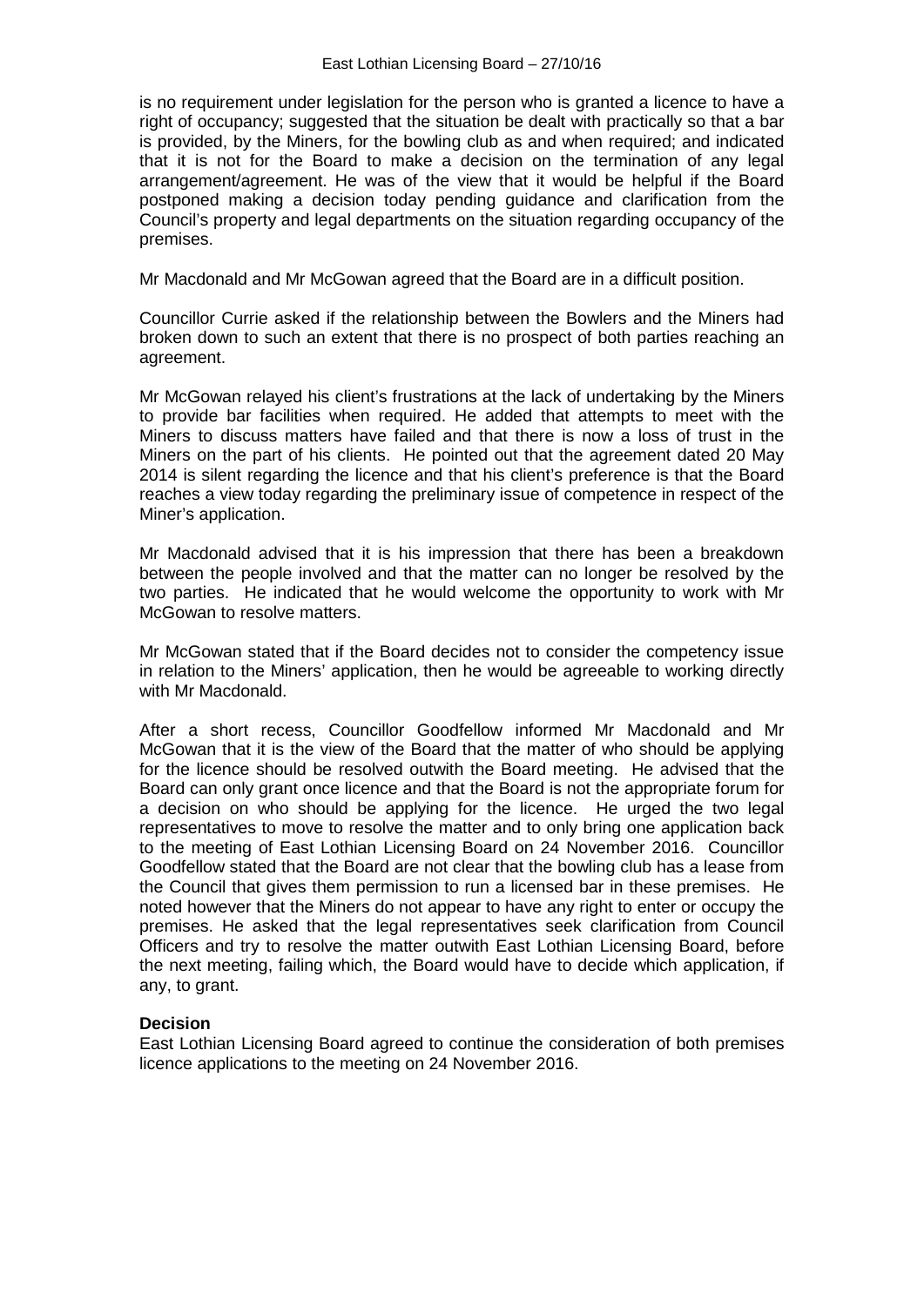is no requirement under legislation for the person who is granted a licence to have a right of occupancy; suggested that the situation be dealt with practically so that a bar is provided, by the Miners, for the bowling club as and when required; and indicated that it is not for the Board to make a decision on the termination of any legal arrangement/agreement. He was of the view that it would be helpful if the Board postponed making a decision today pending guidance and clarification from the Council's property and legal departments on the situation regarding occupancy of the premises.

Mr Macdonald and Mr McGowan agreed that the Board are in a difficult position.

Councillor Currie asked if the relationship between the Bowlers and the Miners had broken down to such an extent that there is no prospect of both parties reaching an agreement.

Mr McGowan relayed his client's frustrations at the lack of undertaking by the Miners to provide bar facilities when required. He added that attempts to meet with the Miners to discuss matters have failed and that there is now a loss of trust in the Miners on the part of his clients. He pointed out that the agreement dated 20 May 2014 is silent regarding the licence and that his client's preference is that the Board reaches a view today regarding the preliminary issue of competence in respect of the Miner's application.

Mr Macdonald advised that it is his impression that there has been a breakdown between the people involved and that the matter can no longer be resolved by the two parties. He indicated that he would welcome the opportunity to work with Mr McGowan to resolve matters.

Mr McGowan stated that if the Board decides not to consider the competency issue in relation to the Miners' application, then he would be agreeable to working directly with Mr Macdonald.

After a short recess, Councillor Goodfellow informed Mr Macdonald and Mr McGowan that it is the view of the Board that the matter of who should be applying for the licence should be resolved outwith the Board meeting. He advised that the Board can only grant once licence and that the Board is not the appropriate forum for a decision on who should be applying for the licence. He urged the two legal representatives to move to resolve the matter and to only bring one application back to the meeting of East Lothian Licensing Board on 24 November 2016. Councillor Goodfellow stated that the Board are not clear that the bowling club has a lease from the Council that gives them permission to run a licensed bar in these premises. He noted however that the Miners do not appear to have any right to enter or occupy the premises. He asked that the legal representatives seek clarification from Council Officers and try to resolve the matter outwith East Lothian Licensing Board, before the next meeting, failing which, the Board would have to decide which application, if any, to grant.

**Decision**

East Lothian Licensing Board agreed to continue the consideration of both premises licence applications to the meeting on 24 November 2016.